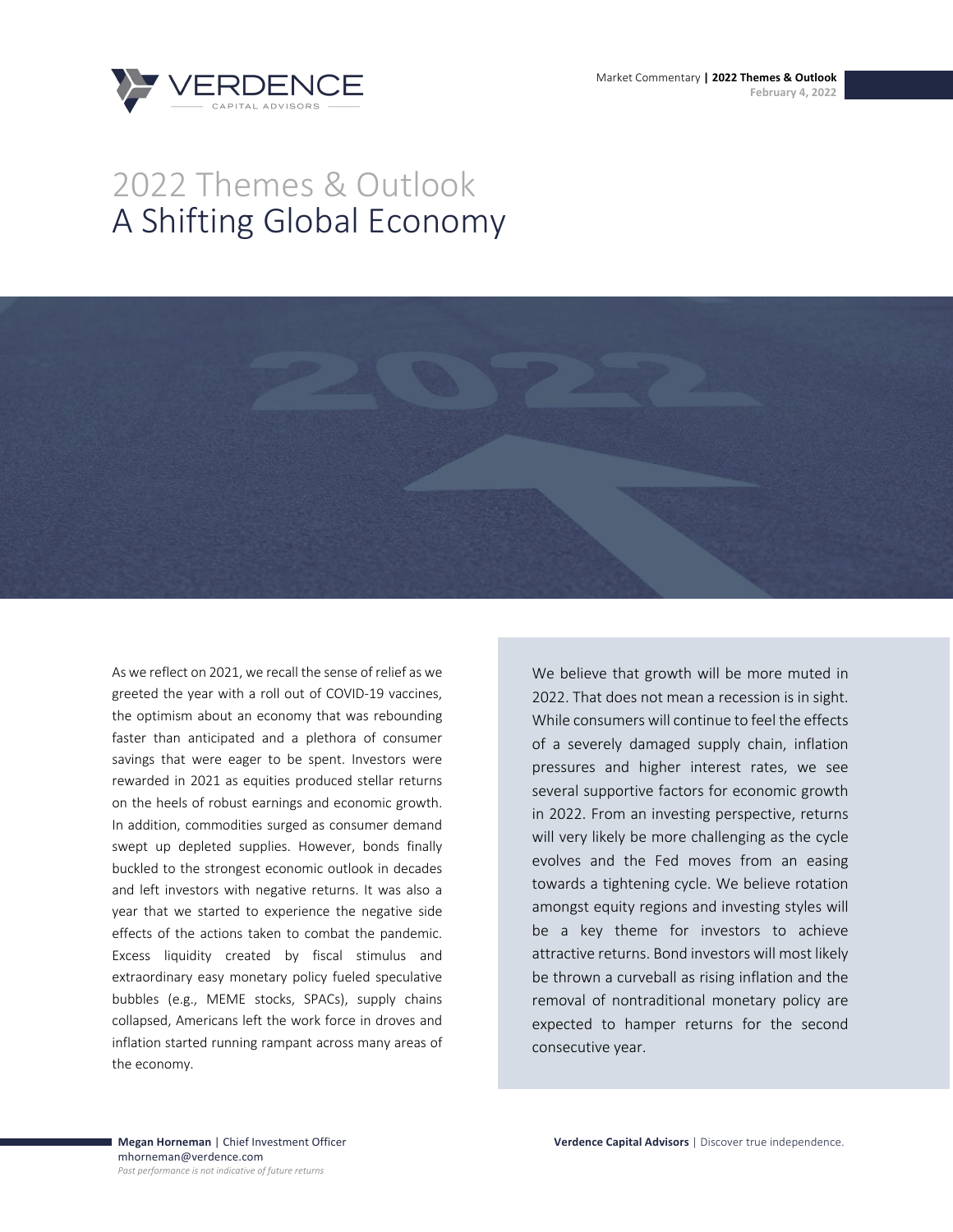# 2022 Themes & Outlook
## A Shifting Global Economy

As we reflect on 2021, we recall the sense of relief as we greeted the year with a roll out of COVID-19 vaccines, the optimism about an economy that was rebounding faster than anticipated and a plethora of consumer savings that were eager to be spent. Investors were rewarded in 2021 as equities produced stellar returns on the heels of robust earnings and economic growth. In addition, commodities surged as consumer demand swept up depleted supplies. However, bonds finally buckled to the strongest economic outlook in decades and left investors with negative returns. It was also a year that we started to experience the negative side effects of the actions taken to combat the pandemic. Excess liquidity created by fiscal stimulus and extraordinary easy monetary policy fueled speculative bubbles (e.g., MEME stocks, SPACs), supply chains collapsed, Americans left the work force in droves and inflation started running rampant across many areas of the economy.

We believe that growth will be more muted in 2022. That does not mean a recession is in sight. While consumers will continue to feel the effects of a severely damaged supply chain, inflation pressures and higher interest rates, we see several supportive factors for economic growth in 2022. From an investing perspective, returns will very likely be more challenging as the cycle evolves and the Fed moves from an easing towards a tightening cycle. We believe rotation amongst equity regions and investing styles will be a key theme for investors to achieve attractive returns. Bond investors will most likely be thrown a curveball as rising inflation and the removal of nontraditional monetary policy are expected to hamper returns for the second consecutive year.

**Megan Horneman** | Chief Investment Officer
mhorneman@verdence.com
*Past performance is not indicative of future returns*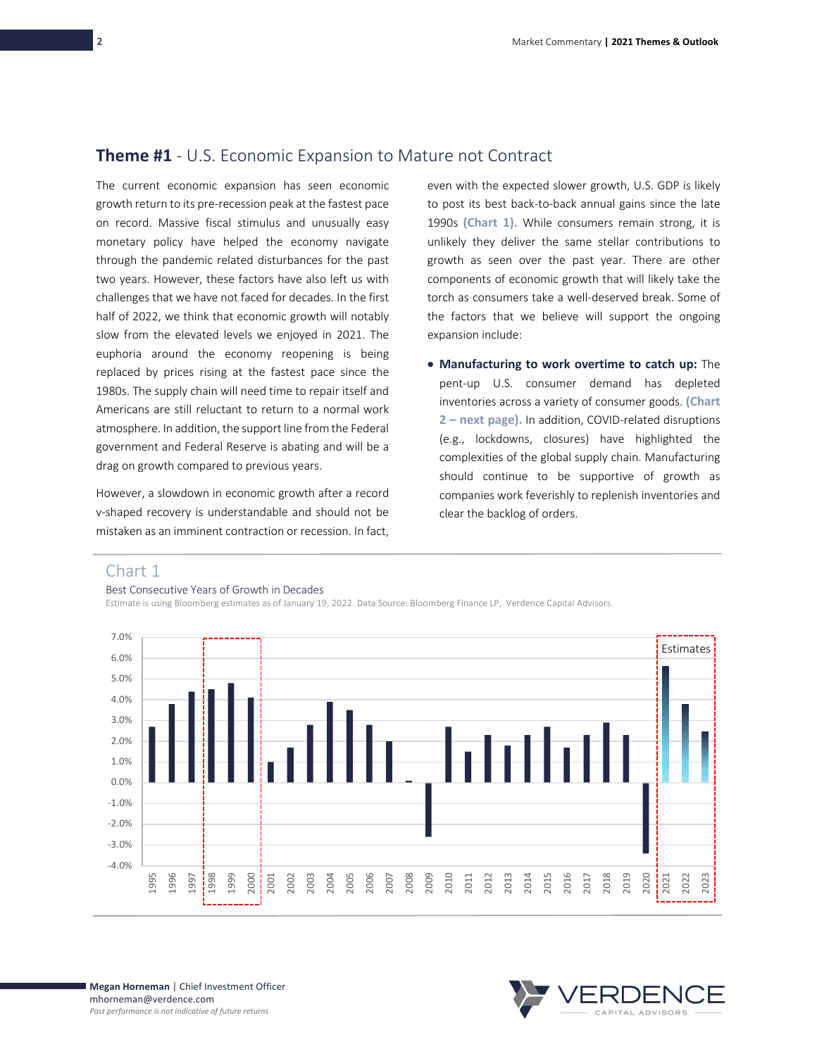## **Theme #1** - U.S. Economic Expansion to Mature not Contract

The current economic expansion has seen economic growth return to its pre-recession peak at the fastest pace on record. Massive fiscal stimulus and unusually easy monetary policy have helped the economy navigate through the pandemic related disturbances for the past two years. However, these factors have also left us with challenges that we have not faced for decades. In the first half of 2022, we think that economic growth will notably slow from the elevated levels we enjoyed in 2021. The euphoria around the economy reopening is being replaced by prices rising at the fastest pace since the 1980s. The supply chain will need time to repair itself and Americans are still reluctant to return to a normal work atmosphere. In addition, the support line from the Federal government and Federal Reserve is abating and will be a drag on growth compared to previous years.

However, a slowdown in economic growth after a record v-shaped recovery is understandable and should not be mistaken as an imminent contraction or recession. In fact, even with the expected slower growth, U.S. GDP is likely to post its best back-to-back annual gains since the late 1990s **(Chart 1).** While consumers remain strong, it is unlikely they deliver the same stellar contributions to growth as seen over the past year. There are other components of economic growth that will likely take the torch as consumers take a well-deserved break. Some of the factors that we believe will support the ongoing expansion include:

- **Manufacturing to work overtime to catch up:** The pent-up U.S. consumer demand has depleted inventories across a variety of consumer goods. **(Chart 2 – next page).** In addition, COVID-related disruptions (e.g., lockdowns, closures) have highlighted the complexities of the global supply chain. Manufacturing should continue to be supportive of growth as companies work feverishly to replenish inventories and clear the backlog of orders.

### Chart 1

Best Consecutive Years of Growth in Decades

Estimate is using Bloomberg estimates as of January 19, 2022. Data Source: Bloomberg Finance LP, Verdence Capital Advisors.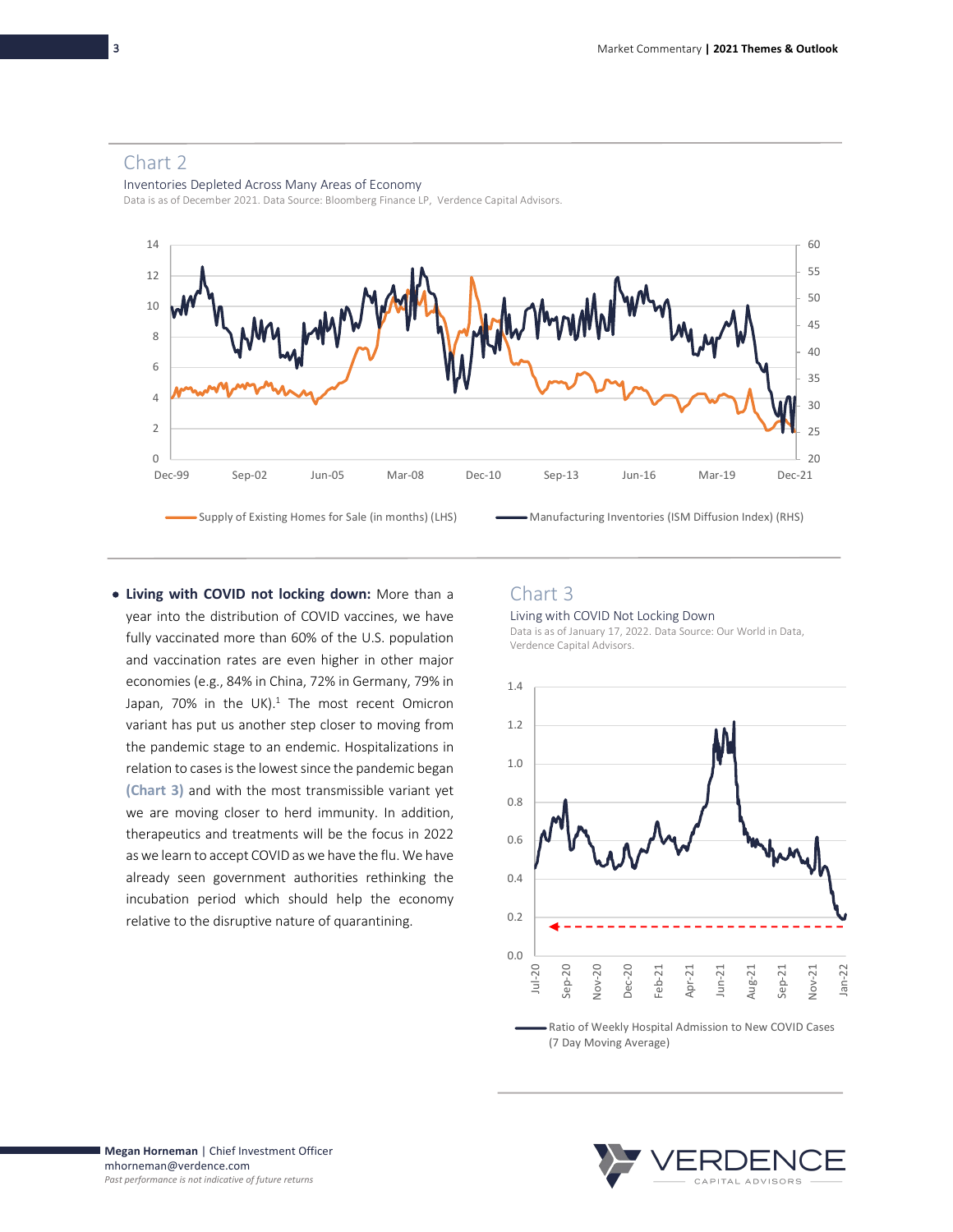## Chart 2

Inventories Depleted Across Many Areas of Economy

Data is as of December 2021. Data Source: Bloomberg Finance LP, Verdence Capital Advisors.

Supply of Existing Homes for Sale (in months) (LHS) — Manufacturing Inventories (ISM Diffusion Index) (RHS)

- **Living with COVID not locking down:** More than a year into the distribution of COVID vaccines, we have fully vaccinated more than 60% of the U.S. population and vaccination rates are even higher in other major economies (e.g., 84% in China, 72% in Germany, 79% in Japan, 70% in the UK).[1] The most recent Omicron variant has put us another step closer to moving from the pandemic stage to an endemic. Hospitalizations in relation to cases is the lowest since the pandemic began **(Chart 3)** and with the most transmissible variant yet we are moving closer to herd immunity. In addition, therapeutics and treatments will be the focus in 2022 as we learn to accept COVID as we have the flu. We have already seen government authorities rethinking the incubation period which should help the economy relative to the disruptive nature of quarantining.

## Chart 3

Living with COVID Not Locking Down

Data is as of January 17, 2022. Data Source: Our World in Data, Verdence Capital Advisors.

Ratio of Weekly Hospital Admission to New COVID Cases (7 Day Moving Average)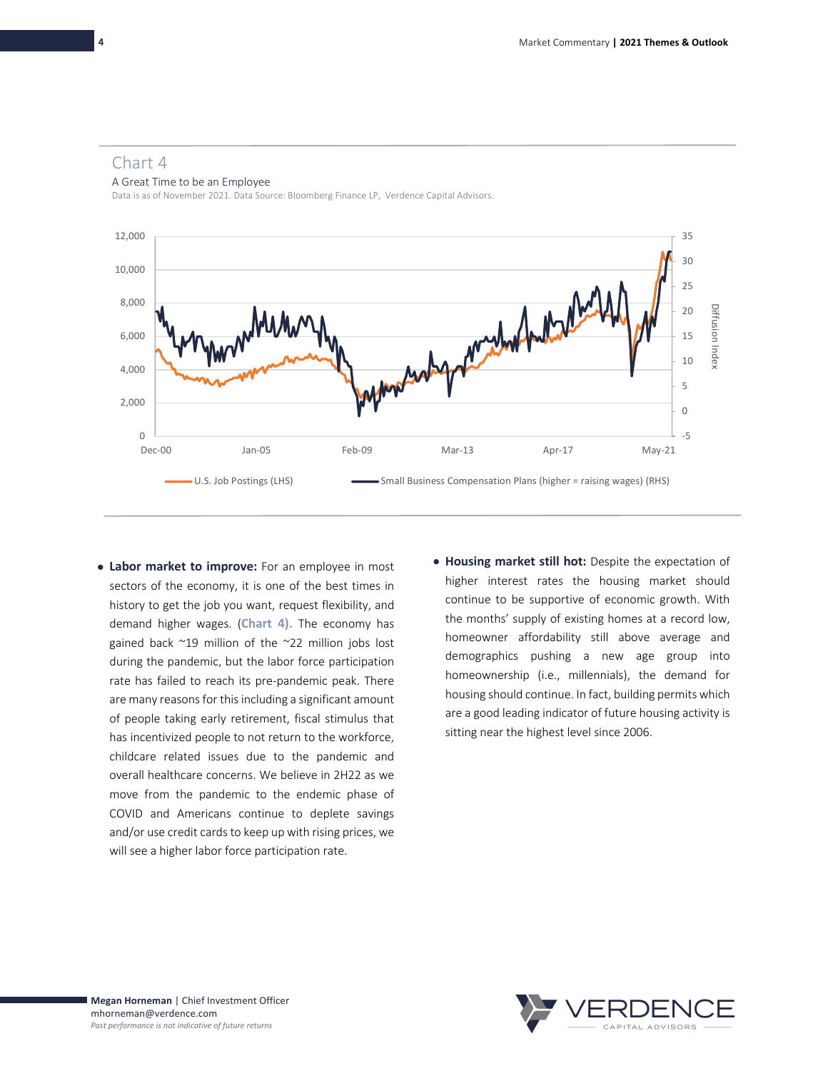## Chart 4

A Great Time to be an Employee

Data is as of November 2021. Data Source: Bloomberg Finance LP, Verdence Capital Advisors.

- **Labor market to improve:** For an employee in most sectors of the economy, it is one of the best times in history to get the job you want, request flexibility, and demand higher wages. (**Chart 4).** The economy has gained back ~19 million of the ~22 million jobs lost during the pandemic, but the labor force participation rate has failed to reach its pre-pandemic peak. There are many reasons for this including a significant amount of people taking early retirement, fiscal stimulus that has incentivized people to not return to the workforce, childcare related issues due to the pandemic and overall healthcare concerns. We believe in 2H22 as we move from the pandemic to the endemic phase of COVID and Americans continue to deplete savings and/or use credit cards to keep up with rising prices, we will see a higher labor force participation rate.

- **Housing market still hot:** Despite the expectation of higher interest rates the housing market should continue to be supportive of economic growth. With the months' supply of existing homes at a record low, homeowner affordability still above average and demographics pushing a new age group into homeownership (i.e., millennials), the demand for housing should continue. In fact, building permits which are a good leading indicator of future housing activity is sitting near the highest level since 2006.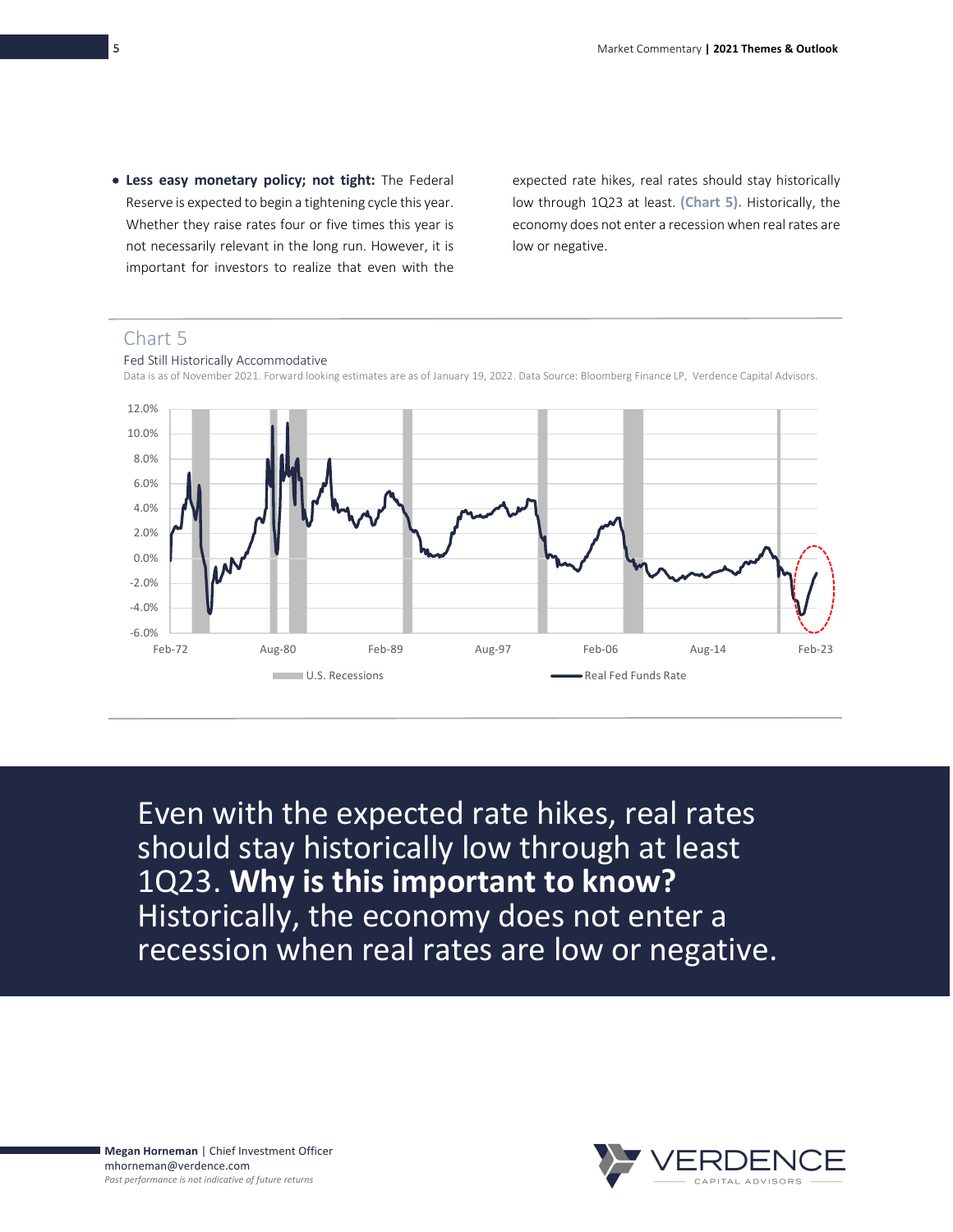- **Less easy monetary policy; not tight:** The Federal Reserve is expected to begin a tightening cycle this year. Whether they raise rates four or five times this year is not necessarily relevant in the long run. However, it is important for investors to realize that even with the expected rate hikes, real rates should stay historically low through 1Q23 at least. **(Chart 5).** Historically, the economy does not enter a recession when real rates are low or negative.

## Chart 5

Fed Still Historically Accommodative

Data is as of November 2021. Forward looking estimates are as of January 19, 2022. Data Source: Bloomberg Finance LP, Verdence Capital Advisors.

Even with the expected rate hikes, real rates should stay historically low through at least 1Q23. **Why is this important to know?** Historically, the economy does not enter a recession when real rates are low or negative.

**Megan Horneman** | Chief Investment Officer
mhorneman@verdence.com
*Past performance is not indicative of future returns*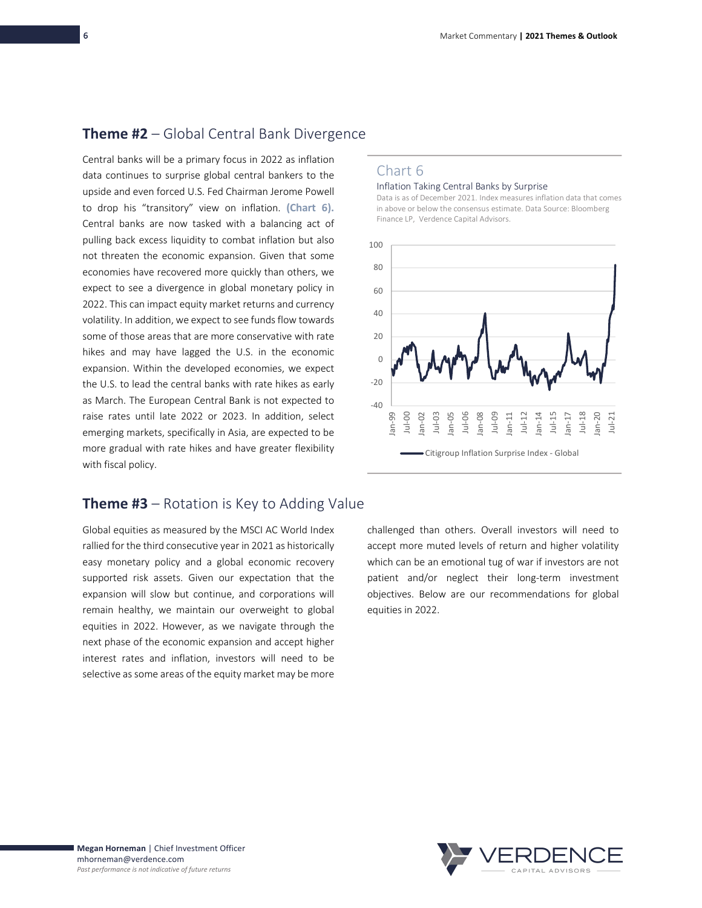## **Theme #2** – Global Central Bank Divergence

Central banks will be a primary focus in 2022 as inflation data continues to surprise global central bankers to the upside and even forced U.S. Fed Chairman Jerome Powell to drop his "transitory" view on inflation. **(Chart 6).** Central banks are now tasked with a balancing act of pulling back excess liquidity to combat inflation but also not threaten the economic expansion. Given that some economies have recovered more quickly than others, we expect to see a divergence in global monetary policy in 2022. This can impact equity market returns and currency volatility. In addition, we expect to see funds flow towards some of those areas that are more conservative with rate hikes and may have lagged the U.S. in the economic expansion. Within the developed economies, we expect the U.S. to lead the central banks with rate hikes as early as March. The European Central Bank is not expected to raise rates until late 2022 or 2023. In addition, select emerging markets, specifically in Asia, are expected to be more gradual with rate hikes and have greater flexibility with fiscal policy.

Chart 6

Inflation Taking Central Banks by Surprise

Data is as of December 2021. Index measures inflation data that comes in above or below the consensus estimate. Data Source: Bloomberg Finance LP, Verdence Capital Advisors.

Citigroup Inflation Surprise Index - Global

## **Theme #3** – Rotation is Key to Adding Value

Global equities as measured by the MSCI AC World Index rallied for the third consecutive year in 2021 as historically easy monetary policy and a global economic recovery supported risk assets. Given our expectation that the expansion will slow but continue, and corporations will remain healthy, we maintain our overweight to global equities in 2022. However, as we navigate through the next phase of the economic expansion and accept higher interest rates and inflation, investors will need to be selective as some areas of the equity market may be more challenged than others. Overall investors will need to accept more muted levels of return and higher volatility which can be an emotional tug of war if investors are not patient and/or neglect their long-term investment objectives. Below are our recommendations for global equities in 2022.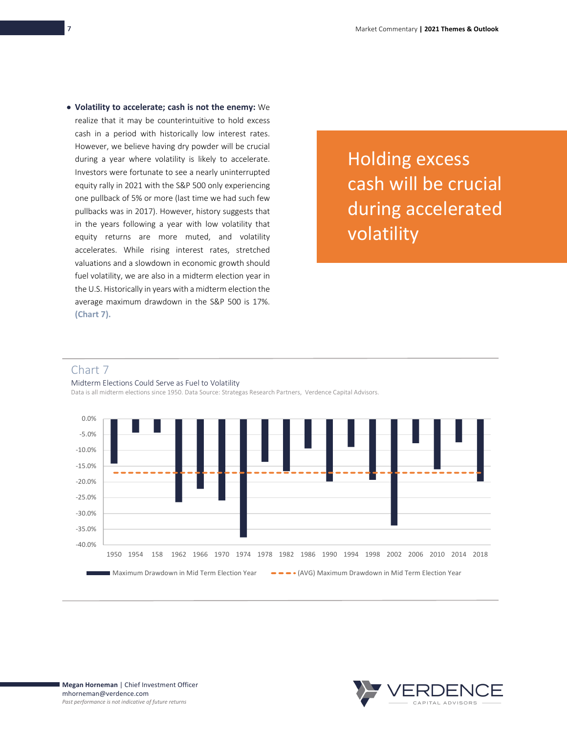- **Volatility to accelerate; cash is not the enemy:** We realize that it may be counterintuitive to hold excess cash in a period with historically low interest rates. However, we believe having dry powder will be crucial during a year where volatility is likely to accelerate. Investors were fortunate to see a nearly uninterrupted equity rally in 2021 with the S&P 500 only experiencing one pullback of 5% or more (last time we had such few pullbacks was in 2017). However, history suggests that in the years following a year with low volatility that equity returns are more muted, and volatility accelerates. While rising interest rates, stretched valuations and a slowdown in economic growth should fuel volatility, we are also in a midterm election year in the U.S. Historically in years with a midterm election the average maximum drawdown in the S&P 500 is 17%. **(Chart 7).**

> Holding excess cash will be crucial during accelerated volatility

## Chart 7

Midterm Elections Could Serve as Fuel to Volatility

Data is all midterm elections since 1950. Data Source: Strategas Research Partners, Verdence Capital Advisors.

Legend: Maximum Drawdown in Mid Term Election Year; (AVG) Maximum Drawdown in Mid Term Election Year

X-axis: 1950, 1954, 158, 1962, 1966, 1970, 1974, 1978, 1982, 1986, 1990, 1994, 1998, 2002, 2006, 2010, 2014, 2018

Y-axis: 0.0% to -40.0%

**Megan Horneman** | Chief Investment Officer
mhorneman@verdence.com
*Past performance is not indicative of future returns*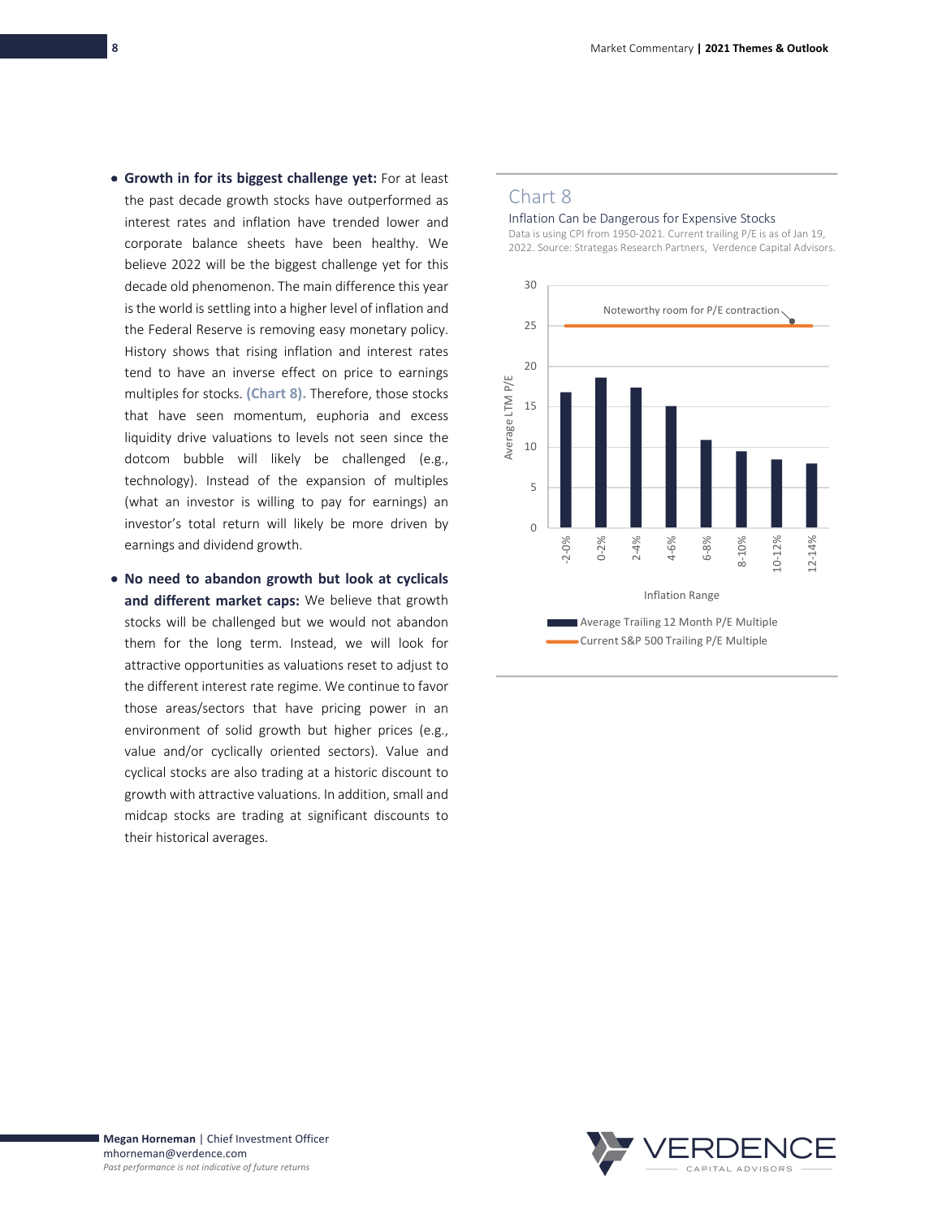- **Growth in for its biggest challenge yet:** For at least the past decade growth stocks have outperformed as interest rates and inflation have trended lower and corporate balance sheets have been healthy. We believe 2022 will be the biggest challenge yet for this decade old phenomenon. The main difference this year is the world is settling into a higher level of inflation and the Federal Reserve is removing easy monetary policy. History shows that rising inflation and interest rates tend to have an inverse effect on price to earnings multiples for stocks. **(Chart 8).** Therefore, those stocks that have seen momentum, euphoria and excess liquidity drive valuations to levels not seen since the dotcom bubble will likely be challenged (e.g., technology). Instead of the expansion of multiples (what an investor is willing to pay for earnings) an investor's total return will likely be more driven by earnings and dividend growth.

- **No need to abandon growth but look at cyclicals and different market caps:** We believe that growth stocks will be challenged but we would not abandon them for the long term. Instead, we will look for attractive opportunities as valuations reset to adjust to the different interest rate regime. We continue to favor those areas/sectors that have pricing power in an environment of solid growth but higher prices (e.g., value and/or cyclically oriented sectors). Value and cyclical stocks are also trading at a historic discount to growth with attractive valuations. In addition, small and midcap stocks are trading at significant discounts to their historical averages.

## Chart 8

Inflation Can be Dangerous for Expensive Stocks

Data is using CPI from 1950-2021. Current trailing P/E is as of Jan 19, 2022. Source: Strategas Research Partners, Verdence Capital Advisors.

| Inflation Range | Average Trailing 12 Month P/E Multiple (approx.) |
|---|---|
| -2-0% | 16.8 |
| 0-2% | 18.5 |
| 2-4% | 17.3 |
| 4-6% | 15 |
| 6-8% | 10.9 |
| 8-10% | 9.5 |
| 10-12% | 8.4 |
| 12-14% | 8 |

Current S&P 500 Trailing P/E Multiple: ~25 (Noteworthy room for P/E contraction)

**Megan Horneman** | Chief Investment Officer
mhorneman@verdence.com
*Past performance is not indicative of future returns*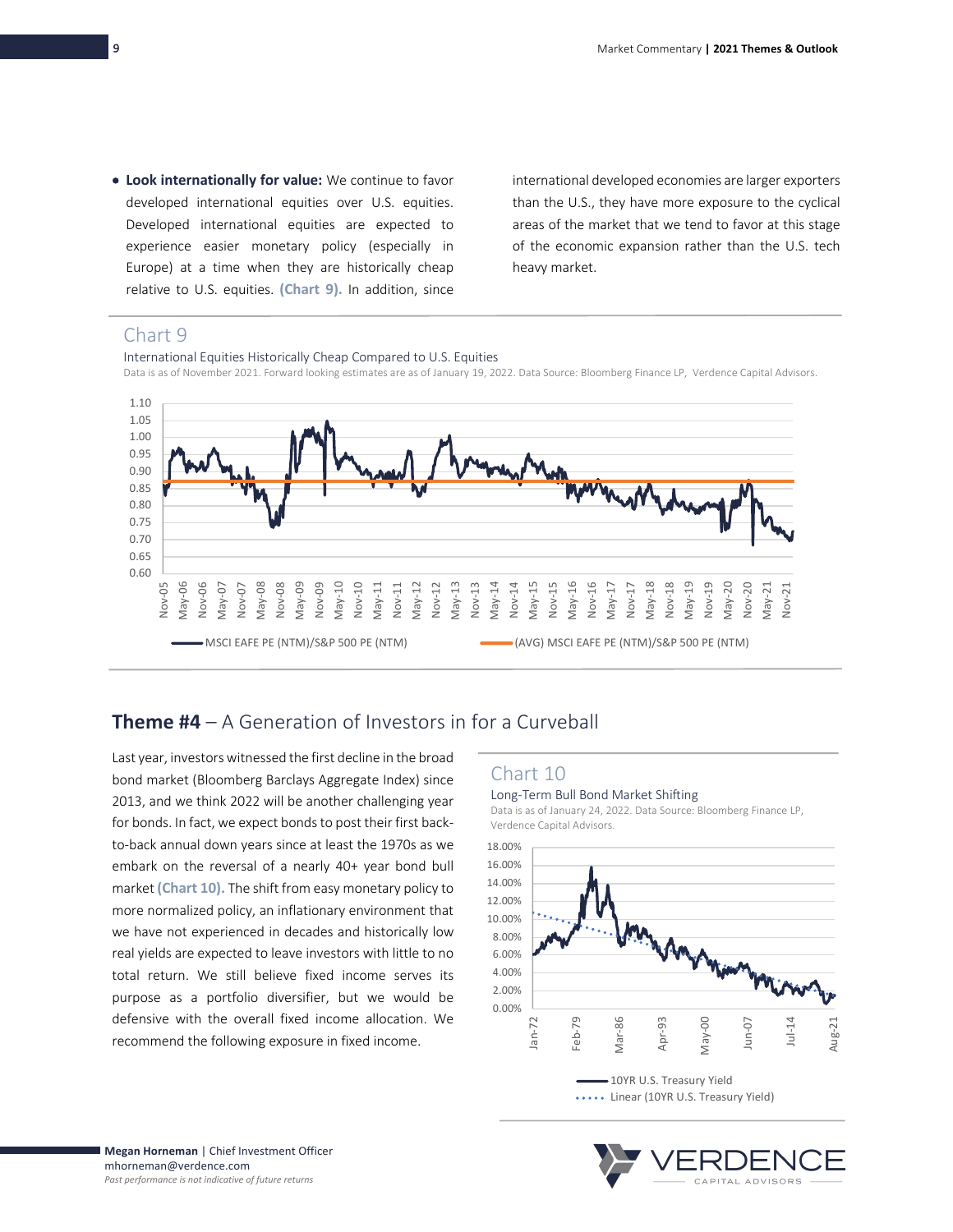- **Look internationally for value:** We continue to favor developed international equities over U.S. equities. Developed international equities are expected to experience easier monetary policy (especially in Europe) at a time when they are historically cheap relative to U.S. equities. **(Chart 9).** In addition, since international developed economies are larger exporters than the U.S., they have more exposure to the cyclical areas of the market that we tend to favor at this stage of the economic expansion rather than the U.S. tech heavy market.

## Chart 9

International Equities Historically Cheap Compared to U.S. Equities

Data is as of November 2021. Forward looking estimates are as of January 19, 2022. Data Source: Bloomberg Finance LP, Verdence Capital Advisors.

MSCI EAFE PE (NTM)/S&P 500 PE (NTM)
(AVG) MSCI EAFE PE (NTM)/S&P 500 PE (NTM)

## Theme #4 – A Generation of Investors in for a Curveball

Last year, investors witnessed the first decline in the broad bond market (Bloomberg Barclays Aggregate Index) since 2013, and we think 2022 will be another challenging year for bonds. In fact, we expect bonds to post their first back-to-back annual down years since at least the 1970s as we embark on the reversal of a nearly 40+ year bond bull market **(Chart 10).** The shift from easy monetary policy to more normalized policy, an inflationary environment that we have not experienced in decades and historically low real yields are expected to leave investors with little to no total return. We still believe fixed income serves its purpose as a portfolio diversifier, but we would be defensive with the overall fixed income allocation. We recommend the following exposure in fixed income.

## Chart 10

Long-Term Bull Bond Market Shifting

Data is as of January 24, 2022. Data Source: Bloomberg Finance LP, Verdence Capital Advisors.

10YR U.S. Treasury Yield
Linear (10YR U.S. Treasury Yield)

**Megan Horneman** | Chief Investment Officer
mhorneman@verdence.com
*Past performance is not indicative of future returns*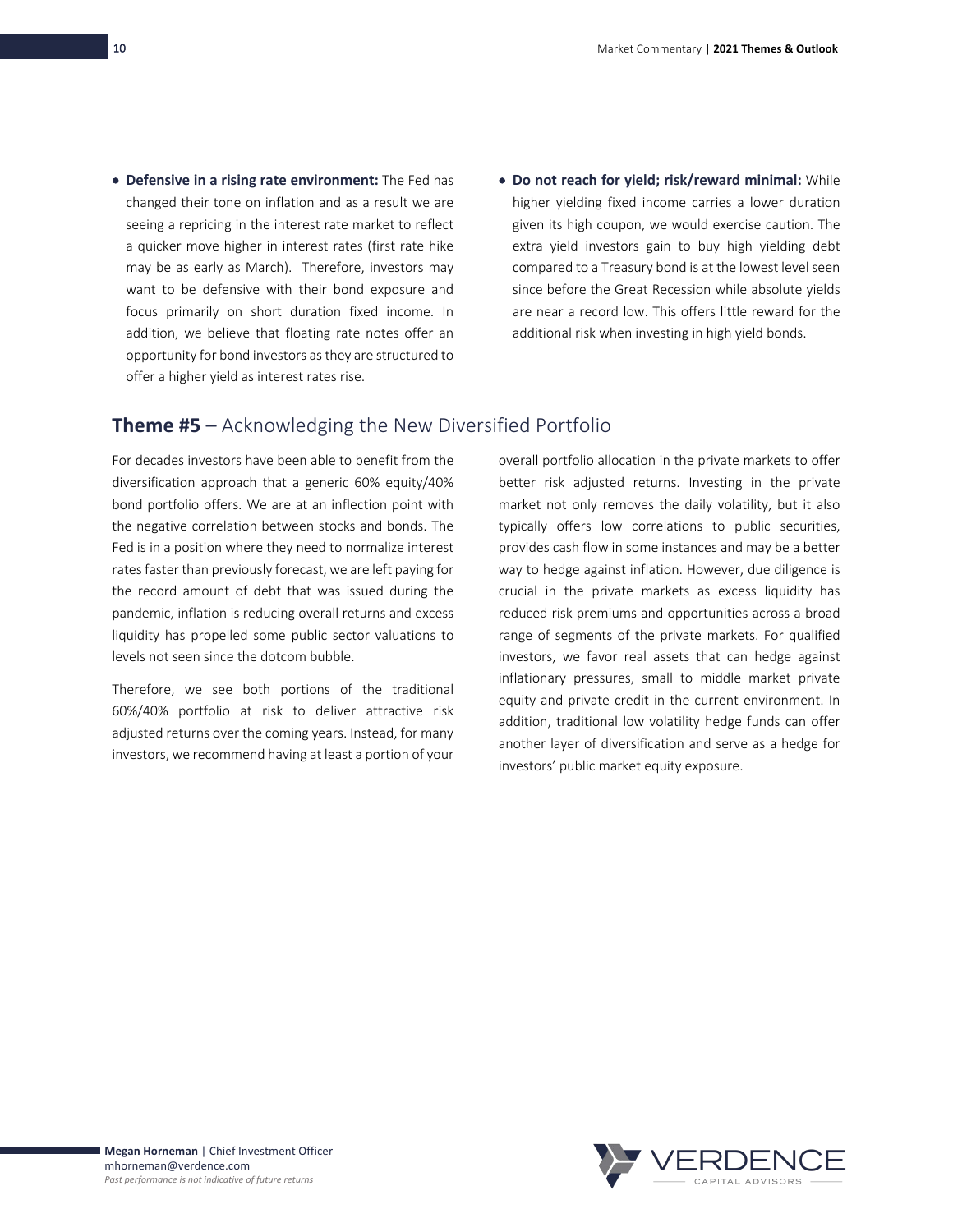- **Defensive in a rising rate environment:** The Fed has changed their tone on inflation and as a result we are seeing a repricing in the interest rate market to reflect a quicker move higher in interest rates (first rate hike may be as early as March). Therefore, investors may want to be defensive with their bond exposure and focus primarily on short duration fixed income. In addition, we believe that floating rate notes offer an opportunity for bond investors as they are structured to offer a higher yield as interest rates rise.
- **Do not reach for yield; risk/reward minimal:** While higher yielding fixed income carries a lower duration given its high coupon, we would exercise caution. The extra yield investors gain to buy high yielding debt compared to a Treasury bond is at the lowest level seen since before the Great Recession while absolute yields are near a record low. This offers little reward for the additional risk when investing in high yield bonds.

## **Theme #5** – Acknowledging the New Diversified Portfolio

For decades investors have been able to benefit from the diversification approach that a generic 60% equity/40% bond portfolio offers. We are at an inflection point with the negative correlation between stocks and bonds. The Fed is in a position where they need to normalize interest rates faster than previously forecast, we are left paying for the record amount of debt that was issued during the pandemic, inflation is reducing overall returns and excess liquidity has propelled some public sector valuations to levels not seen since the dotcom bubble.

Therefore, we see both portions of the traditional 60%/40% portfolio at risk to deliver attractive risk adjusted returns over the coming years. Instead, for many investors, we recommend having at least a portion of your overall portfolio allocation in the private markets to offer better risk adjusted returns. Investing in the private market not only removes the daily volatility, but it also typically offers low correlations to public securities, provides cash flow in some instances and may be a better way to hedge against inflation. However, due diligence is crucial in the private markets as excess liquidity has reduced risk premiums and opportunities across a broad range of segments of the private markets. For qualified investors, we favor real assets that can hedge against inflationary pressures, small to middle market private equity and private credit in the current environment. In addition, traditional low volatility hedge funds can offer another layer of diversification and serve as a hedge for investors' public market equity exposure.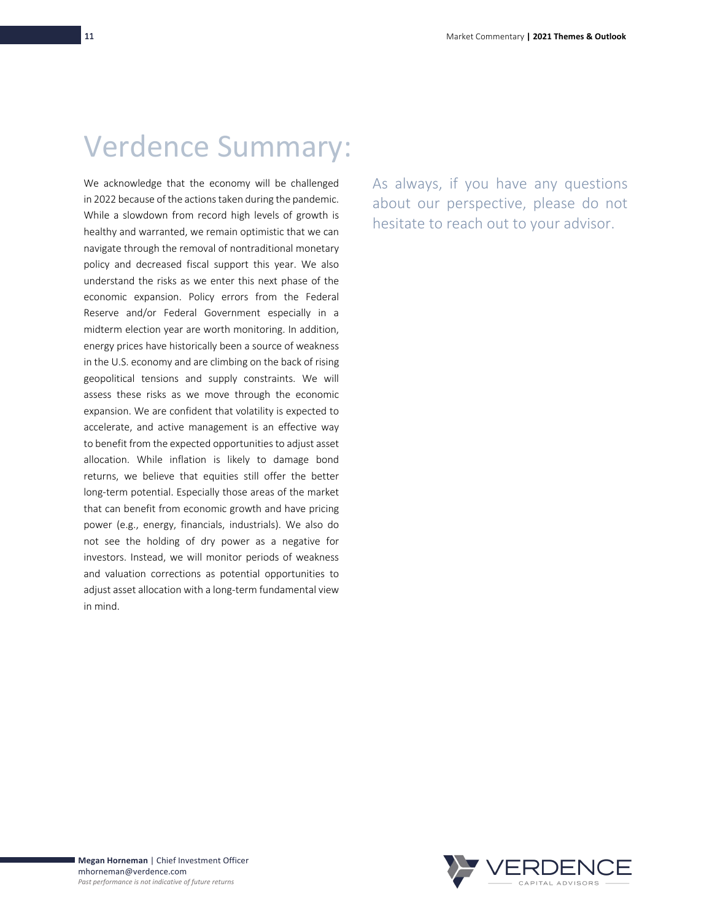# Verdence Summary:

We acknowledge that the economy will be challenged in 2022 because of the actions taken during the pandemic. While a slowdown from record high levels of growth is healthy and warranted, we remain optimistic that we can navigate through the removal of nontraditional monetary policy and decreased fiscal support this year. We also understand the risks as we enter this next phase of the economic expansion. Policy errors from the Federal Reserve and/or Federal Government especially in a midterm election year are worth monitoring. In addition, energy prices have historically been a source of weakness in the U.S. economy and are climbing on the back of rising geopolitical tensions and supply constraints. We will assess these risks as we move through the economic expansion. We are confident that volatility is expected to accelerate, and active management is an effective way to benefit from the expected opportunities to adjust asset allocation. While inflation is likely to damage bond returns, we believe that equities still offer the better long-term potential. Especially those areas of the market that can benefit from economic growth and have pricing power (e.g., energy, financials, industrials). We also do not see the holding of dry power as a negative for investors. Instead, we will monitor periods of weakness and valuation corrections as potential opportunities to adjust asset allocation with a long-term fundamental view in mind.

As always, if you have any questions about our perspective, please do not hesitate to reach out to your advisor.

**Megan Horneman** | Chief Investment Officer
mhorneman@verdence.com
*Past performance is not indicative of future returns*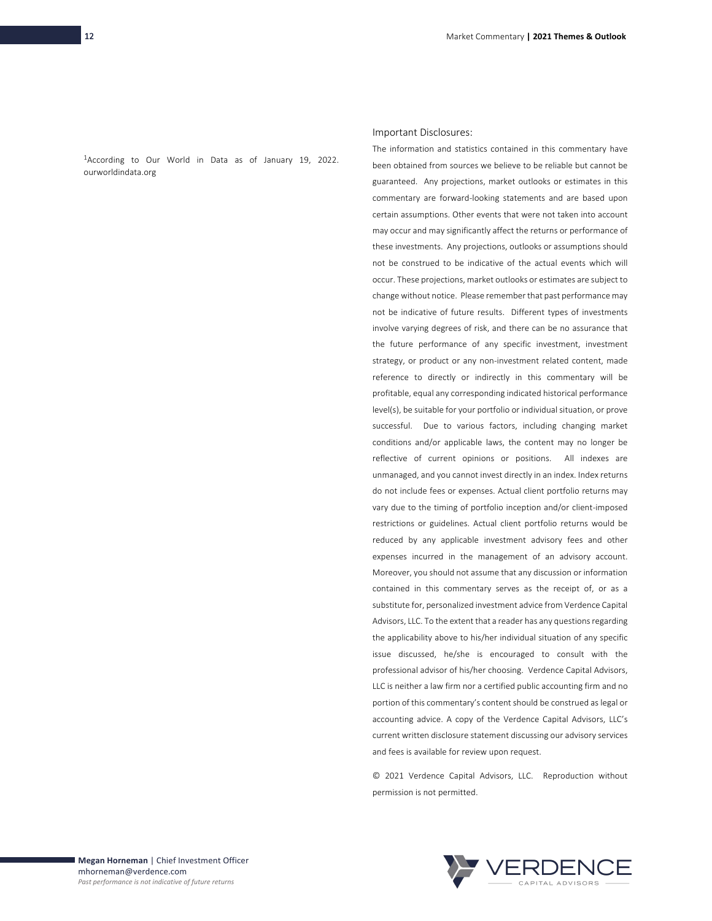[1]According to Our World in Data as of January 19, 2022. ourworldindata.org

Important Disclosures:

The information and statistics contained in this commentary have been obtained from sources we believe to be reliable but cannot be guaranteed. Any projections, market outlooks or estimates in this commentary are forward-looking statements and are based upon certain assumptions. Other events that were not taken into account may occur and may significantly affect the returns or performance of these investments. Any projections, outlooks or assumptions should not be construed to be indicative of the actual events which will occur. These projections, market outlooks or estimates are subject to change without notice. Please remember that past performance may not be indicative of future results. Different types of investments involve varying degrees of risk, and there can be no assurance that the future performance of any specific investment, investment strategy, or product or any non-investment related content, made reference to directly or indirectly in this commentary will be profitable, equal any corresponding indicated historical performance level(s), be suitable for your portfolio or individual situation, or prove successful. Due to various factors, including changing market conditions and/or applicable laws, the content may no longer be reflective of current opinions or positions. All indexes are unmanaged, and you cannot invest directly in an index. Index returns do not include fees or expenses. Actual client portfolio returns may vary due to the timing of portfolio inception and/or client-imposed restrictions or guidelines. Actual client portfolio returns would be reduced by any applicable investment advisory fees and other expenses incurred in the management of an advisory account. Moreover, you should not assume that any discussion or information contained in this commentary serves as the receipt of, or as a substitute for, personalized investment advice from Verdence Capital Advisors, LLC. To the extent that a reader has any questions regarding the applicability above to his/her individual situation of any specific issue discussed, he/she is encouraged to consult with the professional advisor of his/her choosing. Verdence Capital Advisors, LLC is neither a law firm nor a certified public accounting firm and no portion of this commentary's content should be construed as legal or accounting advice. A copy of the Verdence Capital Advisors, LLC's current written disclosure statement discussing our advisory services and fees is available for review upon request.

© 2021 Verdence Capital Advisors, LLC. Reproduction without permission is not permitted.

**Megan Horneman** | Chief Investment Officer
mhorneman@verdence.com
*Past performance is not indicative of future returns*